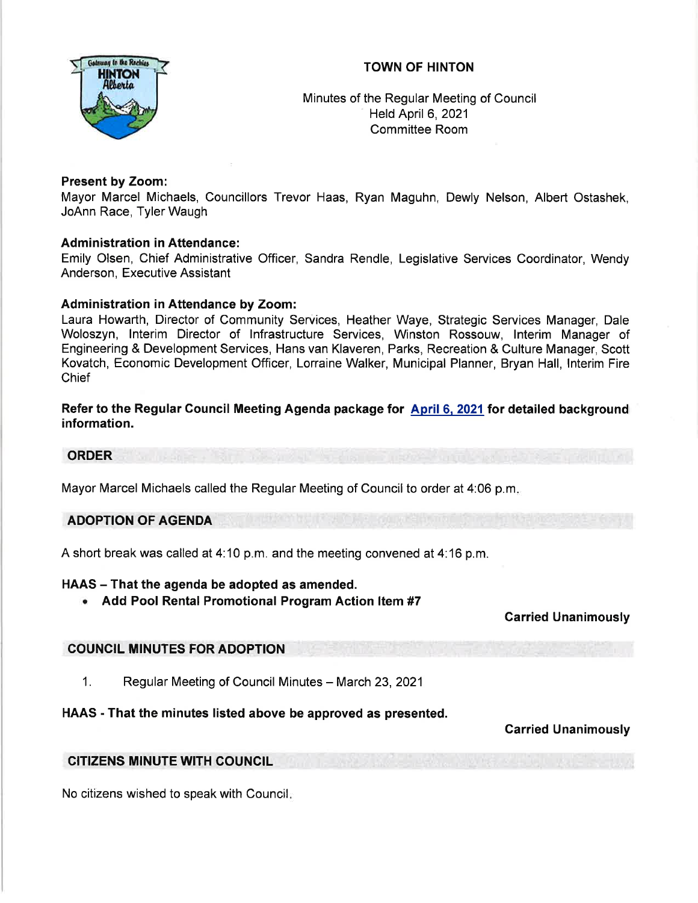# TOWN OF HINTON

Minutes of the Regular Meeting of Council
Held April 6, 2021
Committee Room

**Present by Zoom:**
Mayor Marcel Michaels, Councillors Trevor Haas, Ryan Maguhn, Dewly Nelson, Albert Ostashek, JoAnn Race, Tyler Waugh

**Administration in Attendance:**
Emily Olsen, Chief Administrative Officer, Sandra Rendle, Legislative Services Coordinator, Wendy Anderson, Executive Assistant

**Administration in Attendance by Zoom:**
Laura Howarth, Director of Community Services, Heather Waye, Strategic Services Manager, Dale Woloszyn, Interim Director of Infrastructure Services, Winston Rossouw, Interim Manager of Engineering & Development Services, Hans van Klaveren, Parks, Recreation & Culture Manager, Scott Kovatch, Economic Development Officer, Lorraine Walker, Municipal Planner, Bryan Hall, Interim Fire Chief

**Refer to the Regular Council Meeting Agenda package for April 6, 2021 for detailed background information.**

## ORDER

Mayor Marcel Michaels called the Regular Meeting of Council to order at 4:06 p.m.

## ADOPTION OF AGENDA

A short break was called at 4:10 p.m. and the meeting convened at 4:16 p.m.

**HAAS – That the agenda be adopted as amended.**

- **Add Pool Rental Promotional Program Action Item #7**

**Carried Unanimously**

## COUNCIL MINUTES FOR ADOPTION

1. Regular Meeting of Council Minutes – March 23, 2021

**HAAS - That the minutes listed above be approved as presented.**

**Carried Unanimously**

## CITIZENS MINUTE WITH COUNCIL

No citizens wished to speak with Council.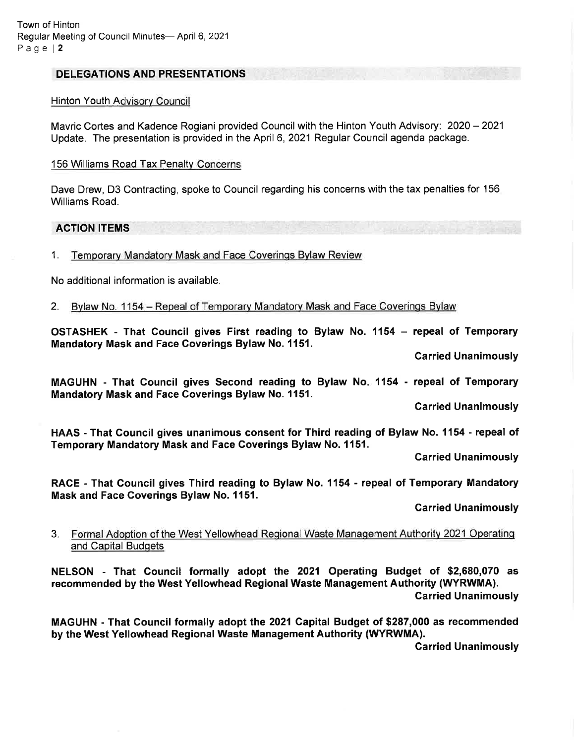## DELEGATIONS AND PRESENTATIONS

Hinton Youth Advisory Council

Mavric Cortes and Kadence Rogiani provided Council with the Hinton Youth Advisory: 2020 – 2021 Update. The presentation is provided in the April 6, 2021 Regular Council agenda package.

156 Williams Road Tax Penalty Concerns

Dave Drew, D3 Contracting, spoke to Council regarding his concerns with the tax penalties for 156 Williams Road.

## ACTION ITEMS

1. Temporary Mandatory Mask and Face Coverings Bylaw Review

No additional information is available.

2. Bylaw No. 1154 – Repeal of Temporary Mandatory Mask and Face Coverings Bylaw

**OSTASHEK - That Council gives First reading to Bylaw No. 1154 – repeal of Temporary Mandatory Mask and Face Coverings Bylaw No. 1151.**

**Carried Unanimously**

**MAGUHN - That Council gives Second reading to Bylaw No. 1154 - repeal of Temporary Mandatory Mask and Face Coverings Bylaw No. 1151.**

**Carried Unanimously**

**HAAS - That Council gives unanimous consent for Third reading of Bylaw No. 1154 - repeal of Temporary Mandatory Mask and Face Coverings Bylaw No. 1151.**

**Carried Unanimously**

**RACE - That Council gives Third reading to Bylaw No. 1154 - repeal of Temporary Mandatory Mask and Face Coverings Bylaw No. 1151.**

**Carried Unanimously**

3. Formal Adoption of the West Yellowhead Regional Waste Management Authority 2021 Operating and Capital Budgets

**NELSON - That Council formally adopt the 2021 Operating Budget of $2,680,070 as recommended by the West Yellowhead Regional Waste Management Authority (WYRWMA).**

**Carried Unanimously**

**MAGUHN - That Council formally adopt the 2021 Capital Budget of $287,000 as recommended by the West Yellowhead Regional Waste Management Authority (WYRWMA).**

**Carried Unanimously**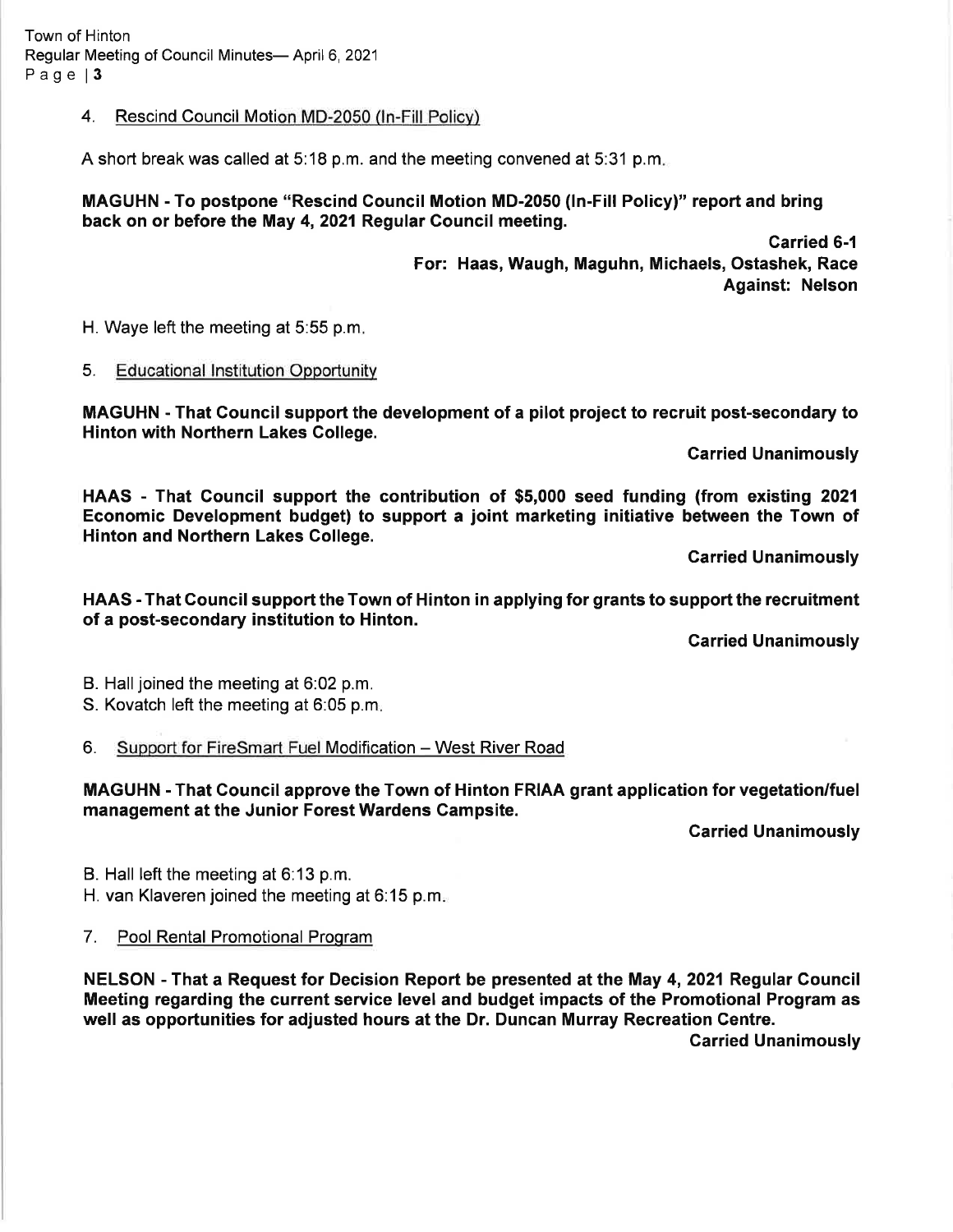4. Rescind Council Motion MD-2050 (In-Fill Policy)

A short break was called at 5:18 p.m. and the meeting convened at 5:31 p.m.

**MAGUHN - To postpone "Rescind Council Motion MD-2050 (In-Fill Policy)" report and bring back on or before the May 4, 2021 Regular Council meeting.**

**Carried 6-1**
**For: Haas, Waugh, Maguhn, Michaels, Ostashek, Race**
**Against: Nelson**

H. Waye left the meeting at 5:55 p.m.

5. Educational Institution Opportunity

**MAGUHN - That Council support the development of a pilot project to recruit post-secondary to Hinton with Northern Lakes College.**

**Carried Unanimously**

**HAAS - That Council support the contribution of $5,000 seed funding (from existing 2021 Economic Development budget) to support a joint marketing initiative between the Town of Hinton and Northern Lakes College.**

**Carried Unanimously**

**HAAS - That Council support the Town of Hinton in applying for grants to support the recruitment of a post-secondary institution to Hinton.**

**Carried Unanimously**

B. Hall joined the meeting at 6:02 p.m.
S. Kovatch left the meeting at 6:05 p.m.

6. Support for FireSmart Fuel Modification – West River Road

**MAGUHN - That Council approve the Town of Hinton FRIAA grant application for vegetation/fuel management at the Junior Forest Wardens Campsite.**

**Carried Unanimously**

B. Hall left the meeting at 6:13 p.m.
H. van Klaveren joined the meeting at 6:15 p.m.

7. Pool Rental Promotional Program

**NELSON - That a Request for Decision Report be presented at the May 4, 2021 Regular Council Meeting regarding the current service level and budget impacts of the Promotional Program as well as opportunities for adjusted hours at the Dr. Duncan Murray Recreation Centre.**

**Carried Unanimously**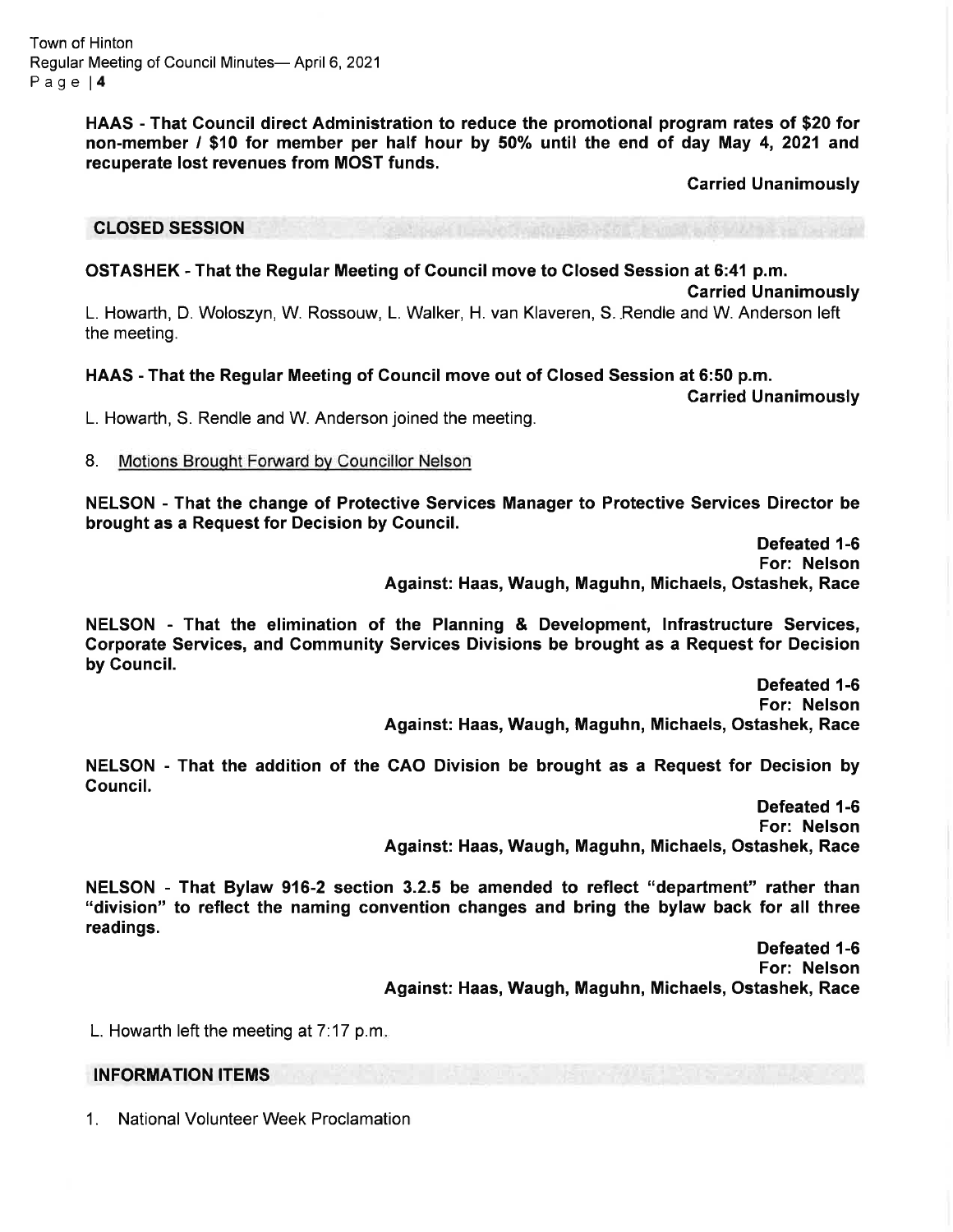**HAAS - That Council direct Administration to reduce the promotional program rates of $20 for non-member / $10 for member per half hour by 50% until the end of day May 4, 2021 and recuperate lost revenues from MOST funds.**

**Carried Unanimously**

## CLOSED SESSION

**OSTASHEK - That the Regular Meeting of Council move to Closed Session at 6:41 p.m.**

**Carried Unanimously**

L. Howarth, D. Woloszyn, W. Rossouw, L. Walker, H. van Klaveren, S. Rendle and W. Anderson left the meeting.

**HAAS - That the Regular Meeting of Council move out of Closed Session at 6:50 p.m.**

**Carried Unanimously**

L. Howarth, S. Rendle and W. Anderson joined the meeting.

8. Motions Brought Forward by Councillor Nelson

**NELSON - That the change of Protective Services Manager to Protective Services Director be brought as a Request for Decision by Council.**

**Defeated 1-6**
**For: Nelson**
**Against: Haas, Waugh, Maguhn, Michaels, Ostashek, Race**

**NELSON - That the elimination of the Planning & Development, Infrastructure Services, Corporate Services, and Community Services Divisions be brought as a Request for Decision by Council.**

**Defeated 1-6**
**For: Nelson**
**Against: Haas, Waugh, Maguhn, Michaels, Ostashek, Race**

**NELSON - That the addition of the CAO Division be brought as a Request for Decision by Council.**

**Defeated 1-6**
**For: Nelson**
**Against: Haas, Waugh, Maguhn, Michaels, Ostashek, Race**

**NELSON - That Bylaw 916-2 section 3.2.5 be amended to reflect "department" rather than "division" to reflect the naming convention changes and bring the bylaw back for all three readings.**

**Defeated 1-6**
**For: Nelson**
**Against: Haas, Waugh, Maguhn, Michaels, Ostashek, Race**

L. Howarth left the meeting at 7:17 p.m.

## INFORMATION ITEMS

1. National Volunteer Week Proclamation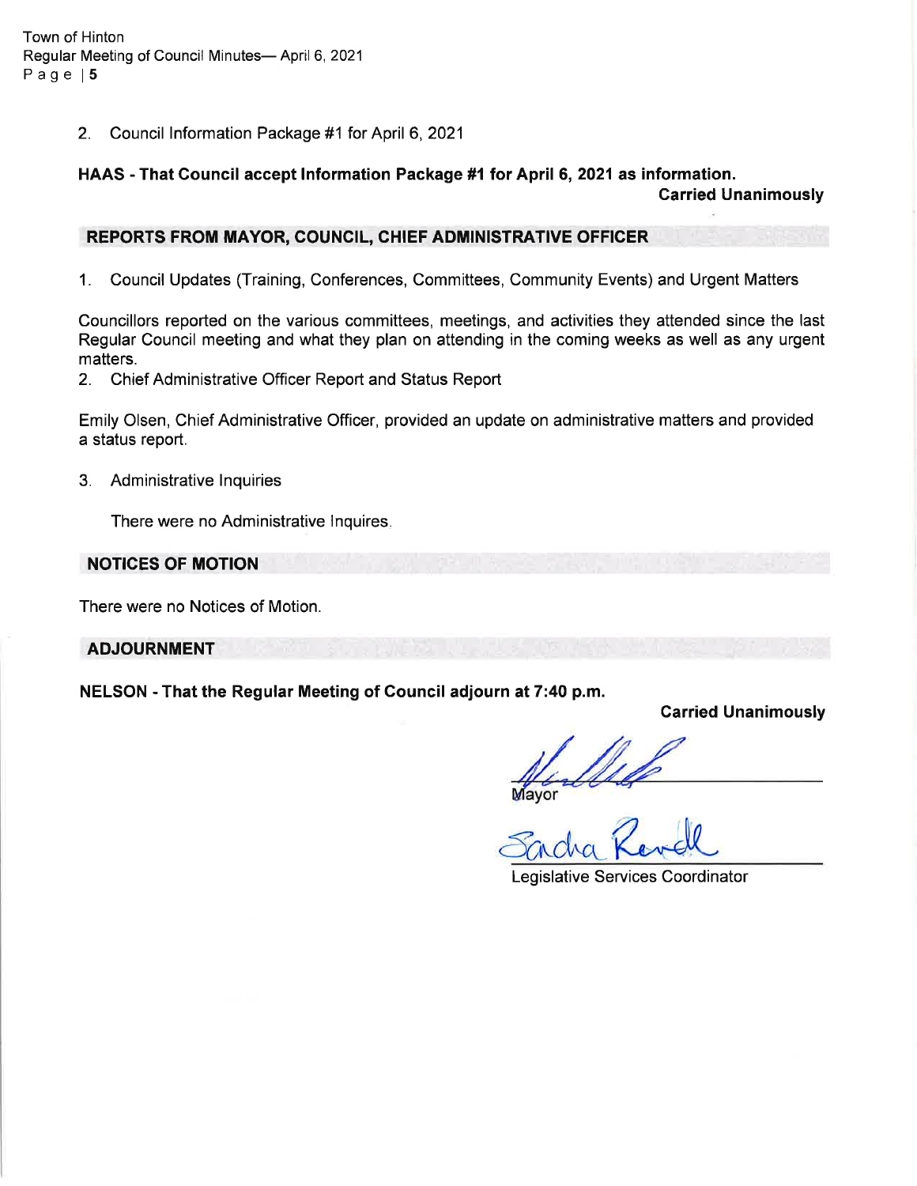2. Council Information Package #1 for April 6, 2021

**HAAS - That Council accept Information Package #1 for April 6, 2021 as information.**
**Carried Unanimously**

## REPORTS FROM MAYOR, COUNCIL, CHIEF ADMINISTRATIVE OFFICER

1. Council Updates (Training, Conferences, Committees, Community Events) and Urgent Matters

Councillors reported on the various committees, meetings, and activities they attended since the last Regular Council meeting and what they plan on attending in the coming weeks as well as any urgent matters.

2. Chief Administrative Officer Report and Status Report

Emily Olsen, Chief Administrative Officer, provided an update on administrative matters and provided a status report.

3. Administrative Inquiries

There were no Administrative Inquires.

## NOTICES OF MOTION

There were no Notices of Motion.

## ADJOURNMENT

**NELSON - That the Regular Meeting of Council adjourn at 7:40 p.m.**
**Carried Unanimously**

Mayor

Sandra Rendell
Legislative Services Coordinator